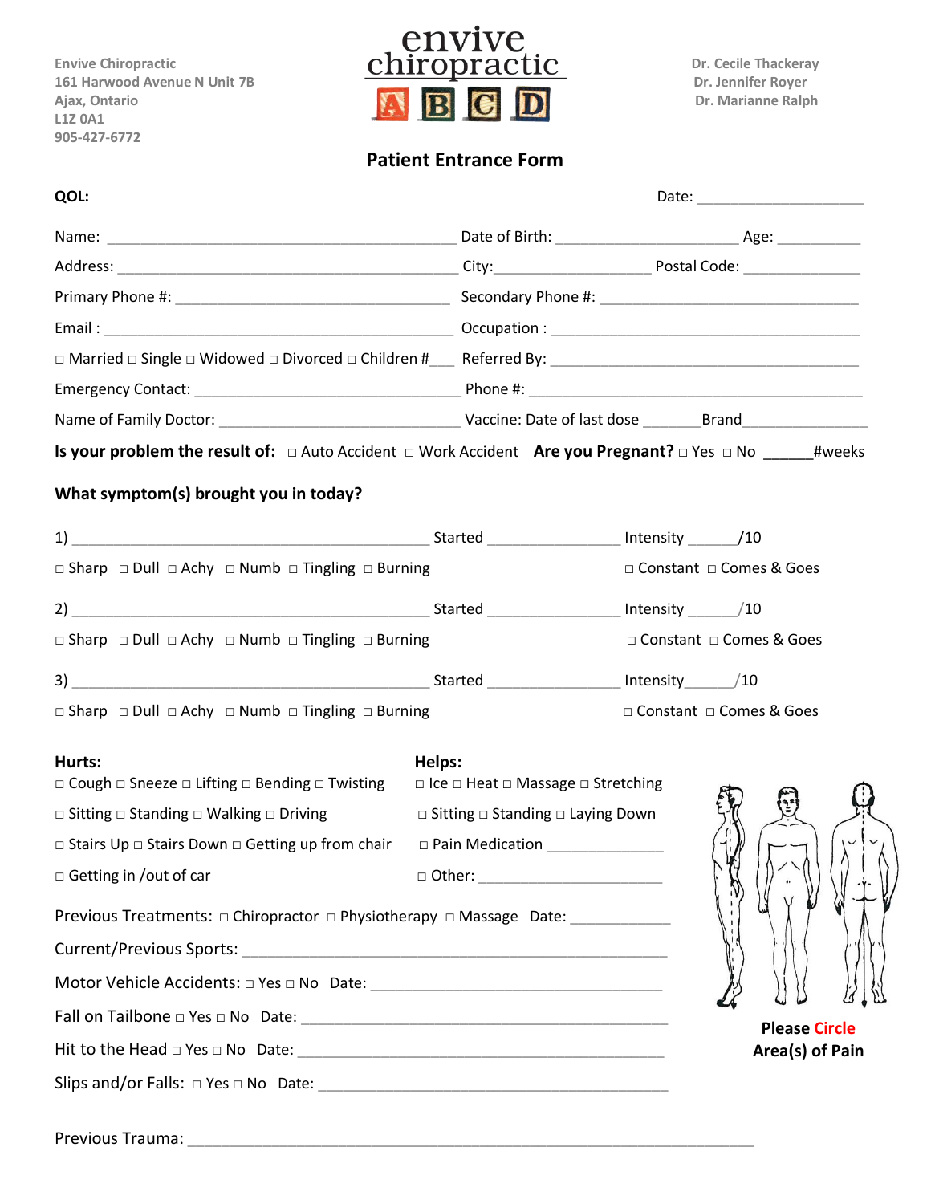Envive Chiropractic
161 Harwood Avenue N Unit 7B
Ajax, Ontario
L1Z 0A1
905-427-6772

envive chiropractic

A B C D

Dr. Cecile Thackeray
Dr. Jennifer Royer
Dr. Marianne Ralph

## Patient Entrance Form

**QOL:** Date: ____________________

Name: ________________________________________ Date of Birth: ____________________ Age: __________

Address: ________________________________________ City: __________________ Postal Code: ______________

Primary Phone #: ________________________________ Secondary Phone #: ________________________________

Email : ________________________________________ Occupation : ____________________________________

□ Married □ Single □ Widowed □ Divorced □ Children #___ Referred By: ____________________________________

Emergency Contact: ______________________________ Phone #: ________________________________________

Name of Family Doctor: ___________________________ Vaccine: Date of last dose _______Brand_______________

**Is your problem the result of:** □ Auto Accident □ Work Accident **Are you Pregnant?** □ Yes □ No ______#weeks

**What symptom(s) brought you in today?**

1) ________________________________________ Started ________________ Intensity ______/10

□ Sharp □ Dull □ Achy □ Numb □ Tingling □ Burning □ Constant □ Comes & Goes

2) ________________________________________ Started ________________ Intensity ______/10

□ Sharp □ Dull □ Achy □ Numb □ Tingling □ Burning □ Constant □ Comes & Goes

3) ________________________________________ Started ________________ Intensity______/10

□ Sharp □ Dull □ Achy □ Numb □ Tingling □ Burning □ Constant □ Comes & Goes

**Hurts:**

□ Cough □ Sneeze □ Lifting □ Bending □ Twisting

□ Sitting □ Standing □ Walking □ Driving

□ Stairs Up □ Stairs Down □ Getting up from chair

□ Getting in /out of car

**Helps:**

□ Ice □ Heat □ Massage □ Stretching

□ Sitting □ Standing □ Laying Down

□ Pain Medication ______________

□ Other: ______________________

Previous Treatments: □ Chiropractor □ Physiotherapy □ Massage Date: ____________

Current/Previous Sports: ________________________________________________

Motor Vehicle Accidents: □ Yes □ No Date: ___________________________________

Fall on Tailbone □ Yes □ No Date: ________________________________________

Hit to the Head □ Yes □ No Date: ________________________________________

Slips and/or Falls: □ Yes □ No Date: _____________________________________

**Please Circle Area(s) of Pain**

Previous Trauma: ______________________________________________________________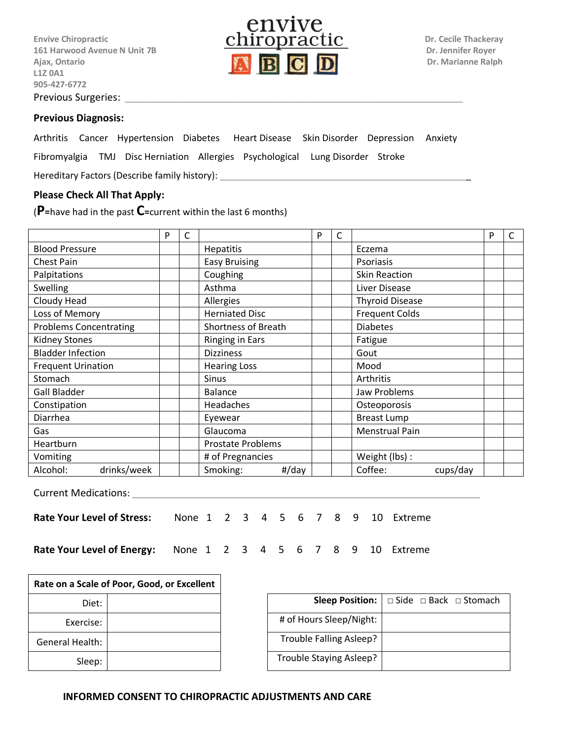Envive Chiropractic
161 Harwood Avenue N Unit 7B
Ajax, Ontario
L1Z 0A1
905-427-6772

envive chiropractic

Dr. Cecile Thackeray
Dr. Jennifer Royer
Dr. Marianne Ralph

Previous Surgeries: ___________________________________________________________________

**Previous Diagnosis:**

Arthritis Cancer Hypertension Diabetes Heart Disease Skin Disorder Depression Anxiety

Fibromyalgia TMJ Disc Herniation Allergies Psychological Lung Disorder Stroke

Hereditary Factors (Describe family history): ________________________________________________

**Please Check All That Apply:**

(**P**=have had in the past **C**=current within the last 6 months)

| | P | C | | P | C | | P | C |
|---|---|---|---|---|---|---|---|---|
| Blood Pressure | | | Hepatitis | | | Eczema | | |
| Chest Pain | | | Easy Bruising | | | Psoriasis | | |
| Palpitations | | | Coughing | | | Skin Reaction | | |
| Swelling | | | Asthma | | | Liver Disease | | |
| Cloudy Head | | | Allergies | | | Thyroid Disease | | |
| Loss of Memory | | | Herniated Disc | | | Frequent Colds | | |
| Problems Concentrating | | | Shortness of Breath | | | Diabetes | | |
| Kidney Stones | | | Ringing in Ears | | | Fatigue | | |
| Bladder Infection | | | Dizziness | | | Gout | | |
| Frequent Urination | | | Hearing Loss | | | Mood | | |
| Stomach | | | Sinus | | | Arthritis | | |
| Gall Bladder | | | Balance | | | Jaw Problems | | |
| Constipation | | | Headaches | | | Osteoporosis | | |
| Diarrhea | | | Eyewear | | | Breast Lump | | |
| Gas | | | Glaucoma | | | Menstrual Pain | | |
| Heartburn | | | Prostate Problems | | | | | |
| Vomiting | | | # of Pregnancies | | | Weight (lbs) : | | |
| Alcohol: drinks/week | | | Smoking: #/day | | | Coffee: cups/day | | |

Current Medications: ___________________________________________________________________

**Rate Your Level of Stress:** None 1 2 3 4 5 6 7 8 9 10 Extreme

**Rate Your Level of Energy:** None 1 2 3 4 5 6 7 8 9 10 Extreme

| **Rate on a Scale of Poor, Good, or Excellent** | |
|---|---|
| Diet: | |
| Exercise: | |
| General Health: | |
| Sleep: | |

| **Sleep Position:** | □ Side □ Back □ Stomach |
|---|---|
| # of Hours Sleep/Night: | |
| Trouble Falling Asleep? | |
| Trouble Staying Asleep? | |

**INFORMED CONSENT TO CHIROPRACTIC ADJUSTMENTS AND CARE**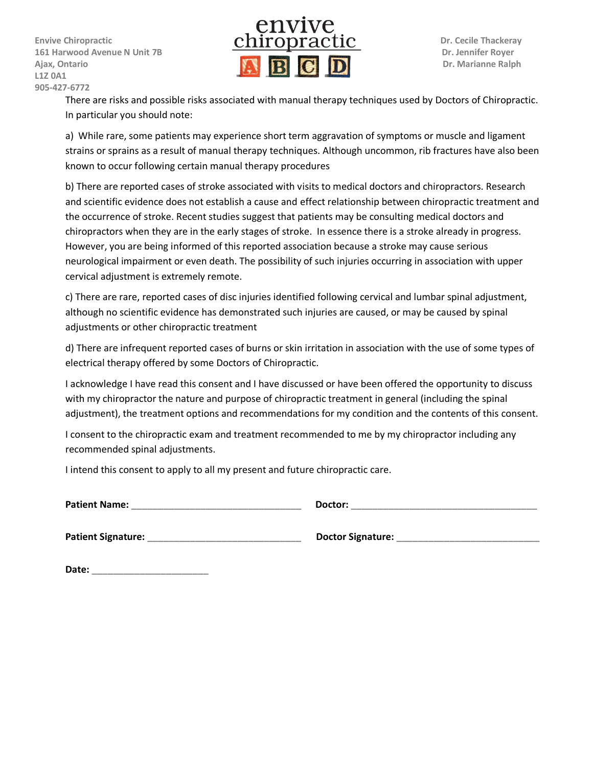Envive Chiropractic
161 Harwood Avenue N Unit 7B
Ajax, Ontario
L1Z 0A1
905-427-6772

Dr. Cecile Thackeray
Dr. Jennifer Royer
Dr. Marianne Ralph

There are risks and possible risks associated with manual therapy techniques used by Doctors of Chiropractic. In particular you should note:

a) While rare, some patients may experience short term aggravation of symptoms or muscle and ligament strains or sprains as a result of manual therapy techniques. Although uncommon, rib fractures have also been known to occur following certain manual therapy procedures

b) There are reported cases of stroke associated with visits to medical doctors and chiropractors. Research and scientific evidence does not establish a cause and effect relationship between chiropractic treatment and the occurrence of stroke. Recent studies suggest that patients may be consulting medical doctors and chiropractors when they are in the early stages of stroke. In essence there is a stroke already in progress. However, you are being informed of this reported association because a stroke may cause serious neurological impairment or even death. The possibility of such injuries occurring in association with upper cervical adjustment is extremely remote.

c) There are rare, reported cases of disc injuries identified following cervical and lumbar spinal adjustment, although no scientific evidence has demonstrated such injuries are caused, or may be caused by spinal adjustments or other chiropractic treatment

d) There are infrequent reported cases of burns or skin irritation in association with the use of some types of electrical therapy offered by some Doctors of Chiropractic.

I acknowledge I have read this consent and I have discussed or have been offered the opportunity to discuss with my chiropractor the nature and purpose of chiropractic treatment in general (including the spinal adjustment), the treatment options and recommendations for my condition and the contents of this consent.

I consent to the chiropractic exam and treatment recommended to me by my chiropractor including any recommended spinal adjustments.

I intend this consent to apply to all my present and future chiropractic care.

**Patient Name:** ________________________________ **Doctor:** ___________________________________

**Patient Signature:** _____________________________ **Doctor Signature:** __________________________

**Date:** ______________________